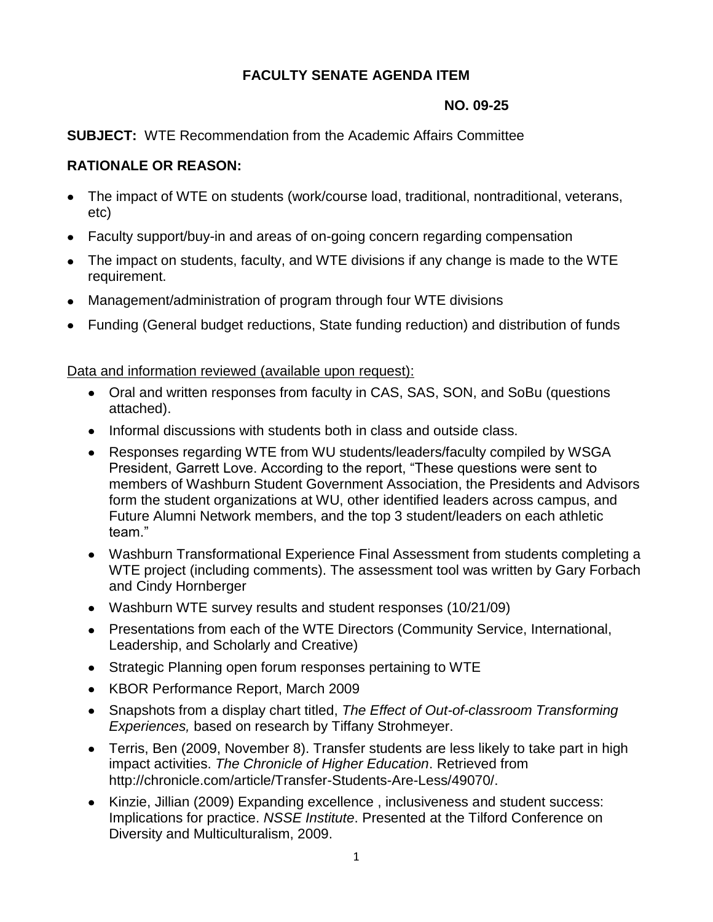**FACULTY SENATE AGENDA ITEM**

**NO. 09-25**

**SUBJECT:** WTE Recommendation from the Academic Affairs Committee

**RATIONALE OR REASON:**

- The impact of WTE on students (work/course load, traditional, nontraditional, veterans, etc)
- Faculty support/buy-in and areas of on-going concern regarding compensation
- The impact on students, faculty, and WTE divisions if any change is made to the WTE requirement.
- Management/administration of program through four WTE divisions
- Funding (General budget reductions, State funding reduction) and distribution of funds

Data and information reviewed (available upon request):

- Oral and written responses from faculty in CAS, SAS, SON, and SoBu (questions attached).
- Informal discussions with students both in class and outside class.
- Responses regarding WTE from WU students/leaders/faculty compiled by WSGA President, Garrett Love. According to the report, "These questions were sent to members of Washburn Student Government Association, the Presidents and Advisors form the student organizations at WU, other identified leaders across campus, and Future Alumni Network members, and the top 3 student/leaders on each athletic team."
- Washburn Transformational Experience Final Assessment from students completing a WTE project (including comments). The assessment tool was written by Gary Forbach and Cindy Hornberger
- Washburn WTE survey results and student responses (10/21/09)
- Presentations from each of the WTE Directors (Community Service, International, Leadership, and Scholarly and Creative)
- Strategic Planning open forum responses pertaining to WTE
- KBOR Performance Report, March 2009
- Snapshots from a display chart titled, *The Effect of Out-of-classroom Transforming Experiences,* based on research by Tiffany Strohmeyer.
- Terris, Ben (2009, November 8). Transfer students are less likely to take part in high impact activities. *The Chronicle of Higher Education*. Retrieved from http://chronicle.com/article/Transfer-Students-Are-Less/49070/.
- Kinzie, Jillian (2009) Expanding excellence , inclusiveness and student success: Implications for practice. *NSSE Institute*. Presented at the Tilford Conference on Diversity and Multiculturalism, 2009.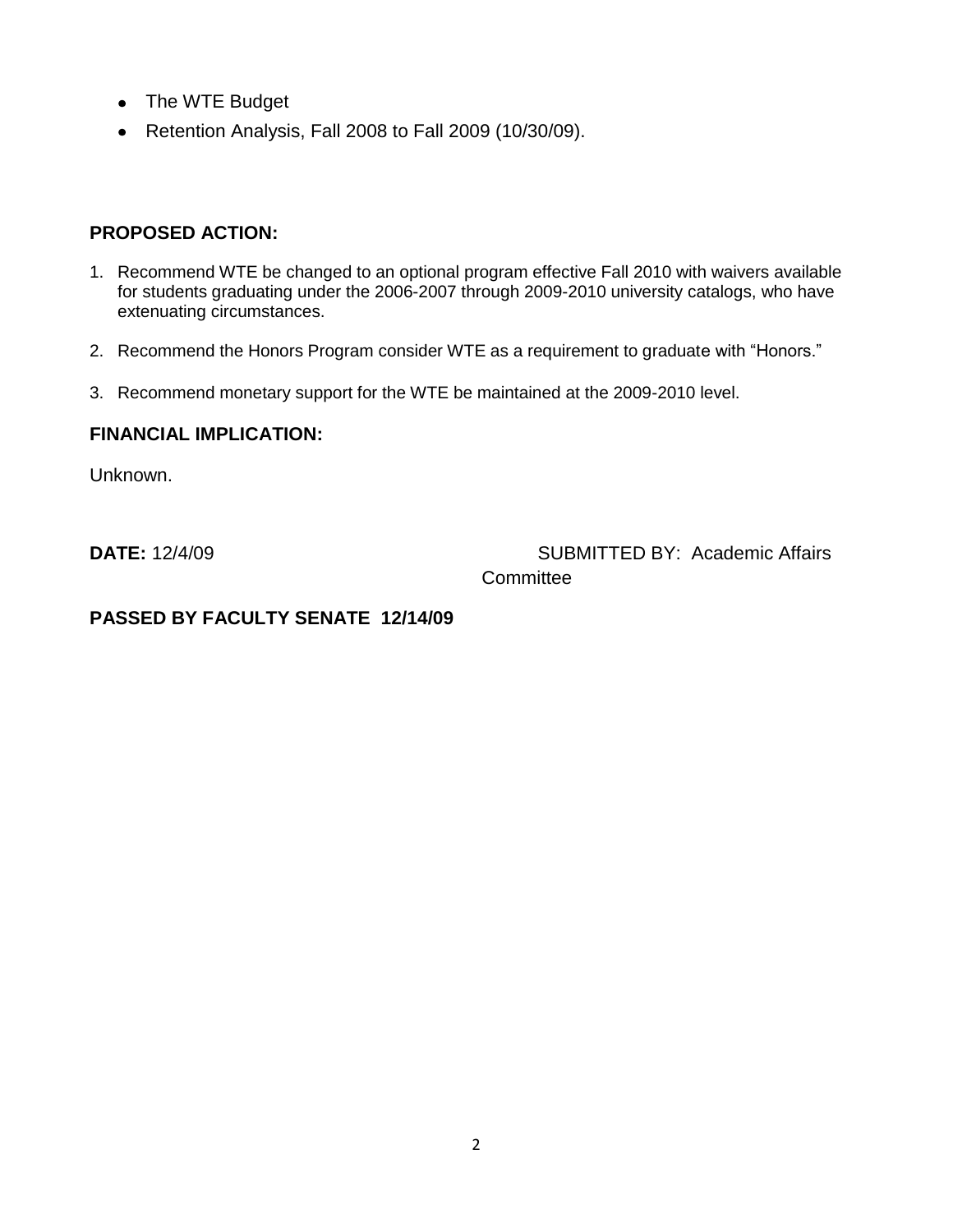- The WTE Budget
- Retention Analysis, Fall 2008 to Fall 2009 (10/30/09).

## PROPOSED ACTION:

1. Recommend WTE be changed to an optional program effective Fall 2010 with waivers available for students graduating under the 2006-2007 through 2009-2010 university catalogs, who have extenuating circumstances.
2. Recommend the Honors Program consider WTE as a requirement to graduate with "Honors."
3. Recommend monetary support for the WTE be maintained at the 2009-2010 level.

## FINANCIAL IMPLICATION:

Unknown.

**DATE:** 12/4/09

SUBMITTED BY: Academic Affairs Committee

**PASSED BY FACULTY SENATE 12/14/09**